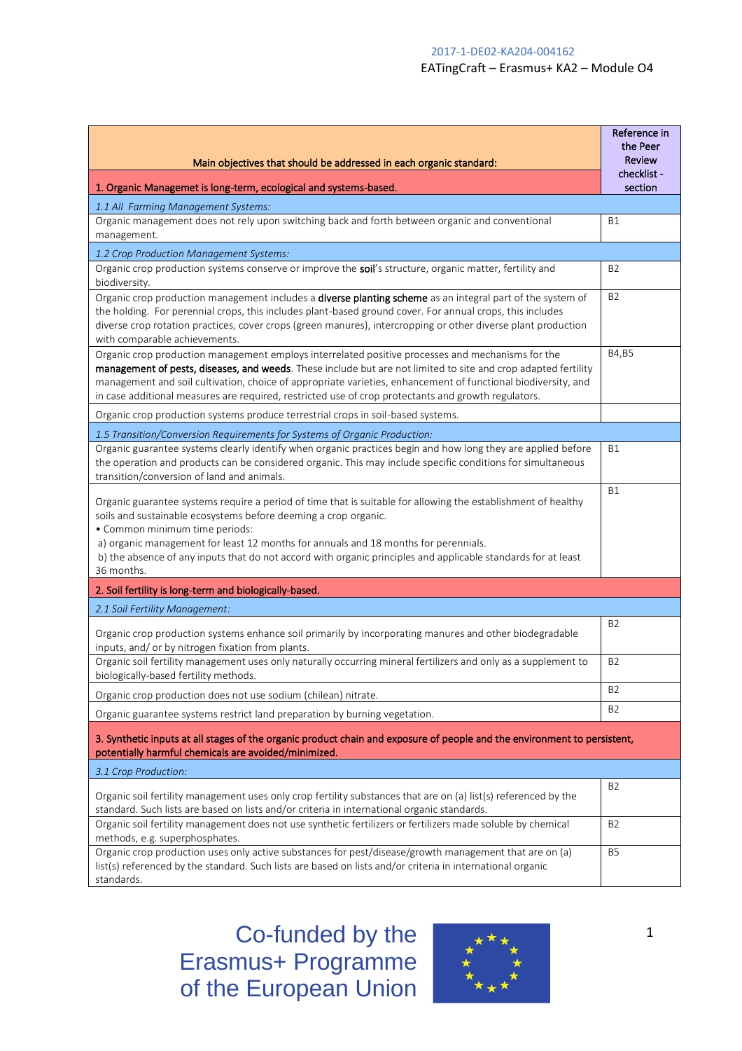| Main objectives that should be addressed in each organic standard: | Reference in the Peer Review checklist - section |
|---|---|
| **1. Organic Managemet is long-term, ecological and systems-based.** | |
| *1.1 All Farming Management Systems:* | |
| Organic management does not rely upon switching back and forth between organic and conventional management. | B1 |
| *1.2 Crop Production Management Systems:* | |
| Organic crop production systems conserve or improve the **soil**'s structure, organic matter, fertility and biodiversity. | B2 |
| Organic crop production management includes a **diverse planting scheme** as an integral part of the system of the holding. For perennial crops, this includes plant-based ground cover. For annual crops, this includes diverse crop rotation practices, cover crops (green manures), intercropping or other diverse plant production with comparable achievements. | B2 |
| Organic crop production management employs interrelated positive processes and mechanisms for the **management of pests, diseases, and weeds**. These include but are not limited to site and crop adapted fertility management and soil cultivation, choice of appropriate varieties, enhancement of functional biodiversity, and in case additional measures are required, restricted use of crop protectants and growth regulators. | B4,B5 |
| Organic crop production systems produce terrestrial crops in soil-based systems. | |
| *1.5 Transition/Conversion Requirements for Systems of Organic Production:* | |
| Organic guarantee systems clearly identify when organic practices begin and how long they are applied before the operation and products can be considered organic. This may include specific conditions for simultaneous transition/conversion of land and animals. | B1 |
| Organic guarantee systems require a period of time that is suitable for allowing the establishment of healthy soils and sustainable ecosystems before deeming a crop organic.<br>• Common minimum time periods:<br>a) organic management for least 12 months for annuals and 18 months for perennials.<br>b) the absence of any inputs that do not accord with organic principles and applicable standards for at least 36 months. | B1 |
| **2. Soil fertility is long-term and biologically-based.** | |
| *2.1 Soil Fertility Management:* | |
| Organic crop production systems enhance soil primarily by incorporating manures and other biodegradable inputs, and/ or by nitrogen fixation from plants. | B2 |
| Organic soil fertility management uses only naturally occurring mineral fertilizers and only as a supplement to biologically-based fertility methods. | B2 |
| Organic crop production does not use sodium (chilean) nitrate. | B2 |
| Organic guarantee systems restrict land preparation by burning vegetation. | B2 |
| **3. Synthetic inputs at all stages of the organic product chain and exposure of people and the environment to persistent, potentially harmful chemicals are avoided/minimized.** | |
| *3.1 Crop Production:* | |
| Organic soil fertility management uses only crop fertility substances that are on (a) list(s) referenced by the standard. Such lists are based on lists and/or criteria in international organic standards. | B2 |
| Organic soil fertility management does not use synthetic fertilizers or fertilizers made soluble by chemical methods, e.g. superphosphates. | B2 |
| Organic crop production uses only active substances for pest/disease/growth management that are on (a) list(s) referenced by the standard. Such lists are based on lists and/or criteria in international organic standards. | B5 |

Co-funded by the Erasmus+ Programme of the European Union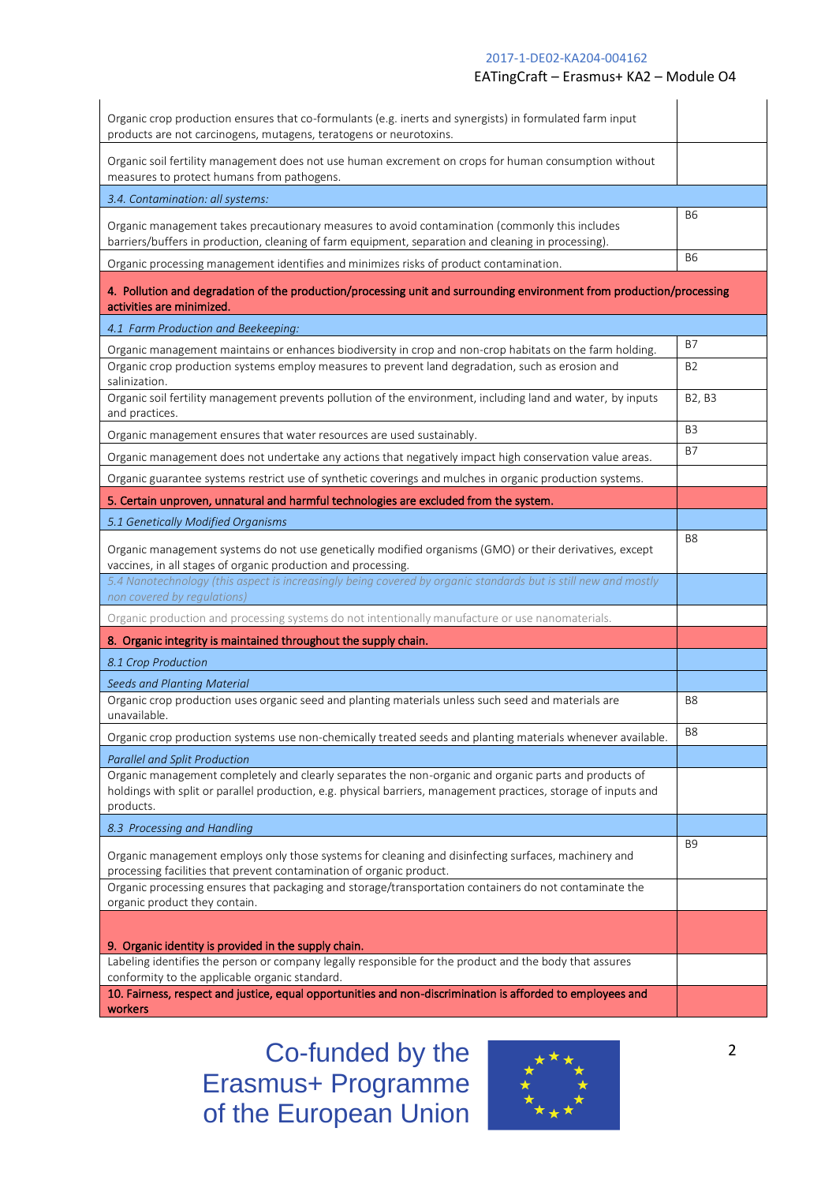| | |
|---|---|
| Organic crop production ensures that co-formulants (e.g. inerts and synergists) in formulated farm input products are not carcinogens, mutagens, teratogens or neurotoxins. | |
| Organic soil fertility management does not use human excrement on crops for human consumption without measures to protect humans from pathogens. | |
| *3.4. Contamination: all systems:* | |
| Organic management takes precautionary measures to avoid contamination (commonly this includes barriers/buffers in production, cleaning of farm equipment, separation and cleaning in processing). | B6 |
| Organic processing management identifies and minimizes risks of product contamination. | B6 |
| **4. Pollution and degradation of the production/processing unit and surrounding environment from production/processing activities are minimized.** | |
| *4.1 Farm Production and Beekeeping:* | |
| Organic management maintains or enhances biodiversity in crop and non-crop habitats on the farm holding. | B7 |
| Organic crop production systems employ measures to prevent land degradation, such as erosion and salinization. | B2 |
| Organic soil fertility management prevents pollution of the environment, including land and water, by inputs and practices. | B2, B3 |
| Organic management ensures that water resources are used sustainably. | B3 |
| Organic management does not undertake any actions that negatively impact high conservation value areas. | B7 |
| Organic guarantee systems restrict use of synthetic coverings and mulches in organic production systems. | |
| **5. Certain unproven, unnatural and harmful technologies are excluded from the system.** | |
| *5.1 Genetically Modified Organisms* | |
| Organic management systems do not use genetically modified organisms (GMO) or their derivatives, except vaccines, in all stages of organic production and processing. | B8 |
| *5.4 Nanotechnology (this aspect is increasingly being covered by organic standards but is still new and mostly non covered by regulations)* | |
| Organic production and processing systems do not intentionally manufacture or use nanomaterials. | |
| **8. Organic integrity is maintained throughout the supply chain.** | |
| *8.1 Crop Production* | |
| *Seeds and Planting Material* | |
| Organic crop production uses organic seed and planting materials unless such seed and materials are unavailable. | B8 |
| Organic crop production systems use non-chemically treated seeds and planting materials whenever available. | B8 |
| *Parallel and Split Production* | |
| Organic management completely and clearly separates the non-organic and organic parts and products of holdings with split or parallel production, e.g. physical barriers, management practices, storage of inputs and products. | |
| *8.3 Processing and Handling* | |
| Organic management employs only those systems for cleaning and disinfecting surfaces, machinery and processing facilities that prevent contamination of organic product. | B9 |
| Organic processing ensures that packaging and storage/transportation containers do not contaminate the organic product they contain. | |
| **9. Organic identity is provided in the supply chain.** | |
| Labeling identifies the person or company legally responsible for the product and the body that assures conformity to the applicable organic standard. | |
| **10. Fairness, respect and justice, equal opportunities and non-discrimination is afforded to employees and workers** | |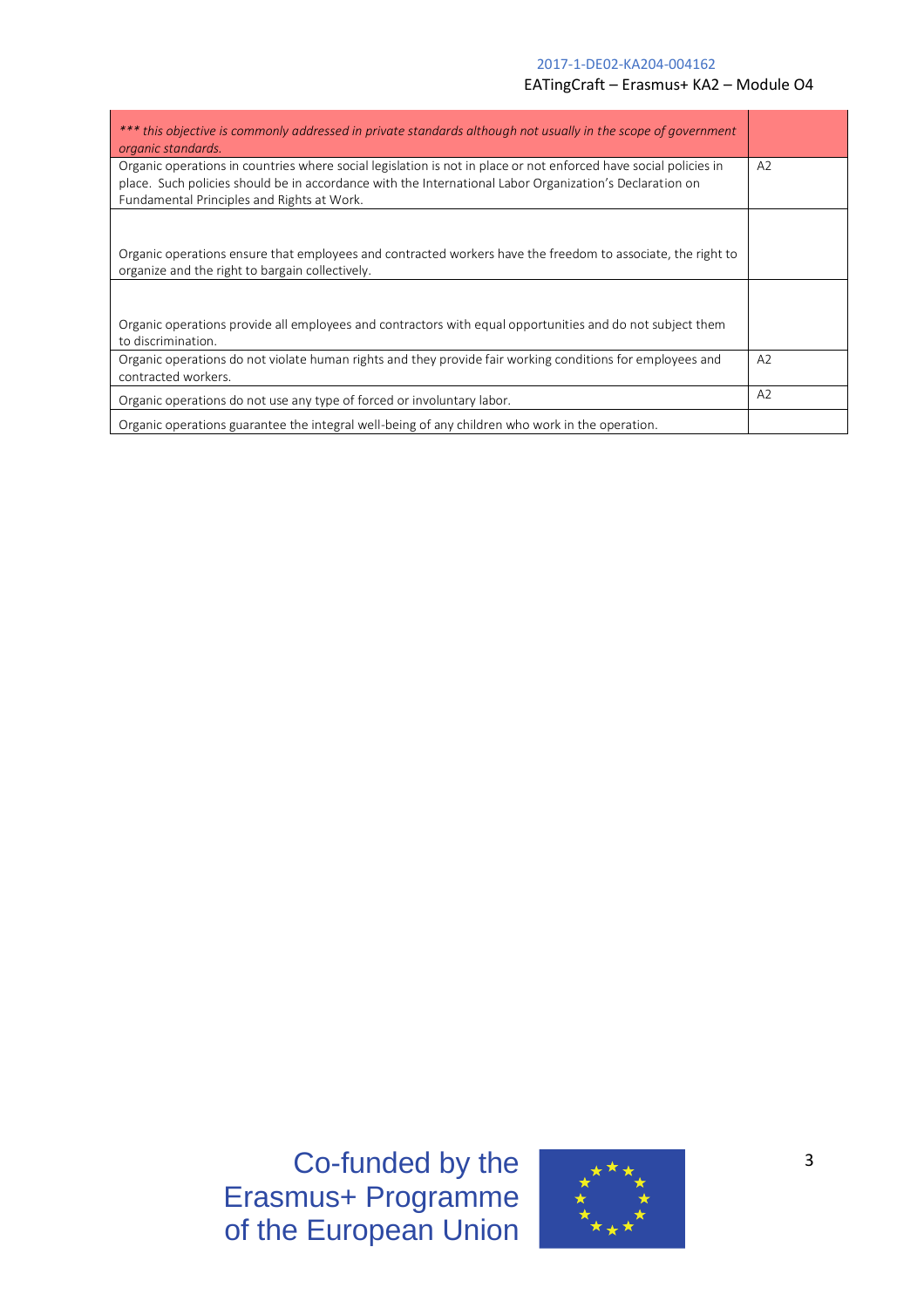| | |
|---|---|
| *\*\*\* this objective is commonly addressed in private standards although not usually in the scope of government organic standards.* | |
| Organic operations in countries where social legislation is not in place or not enforced have social policies in place. Such policies should be in accordance with the International Labor Organization's Declaration on Fundamental Principles and Rights at Work. | A2 |
| Organic operations ensure that employees and contracted workers have the freedom to associate, the right to organize and the right to bargain collectively. | |
| Organic operations provide all employees and contractors with equal opportunities and do not subject them to discrimination. | |
| Organic operations do not violate human rights and they provide fair working conditions for employees and contracted workers. | A2 |
| Organic operations do not use any type of forced or involuntary labor. | A2 |
| Organic operations guarantee the integral well-being of any children who work in the operation. | |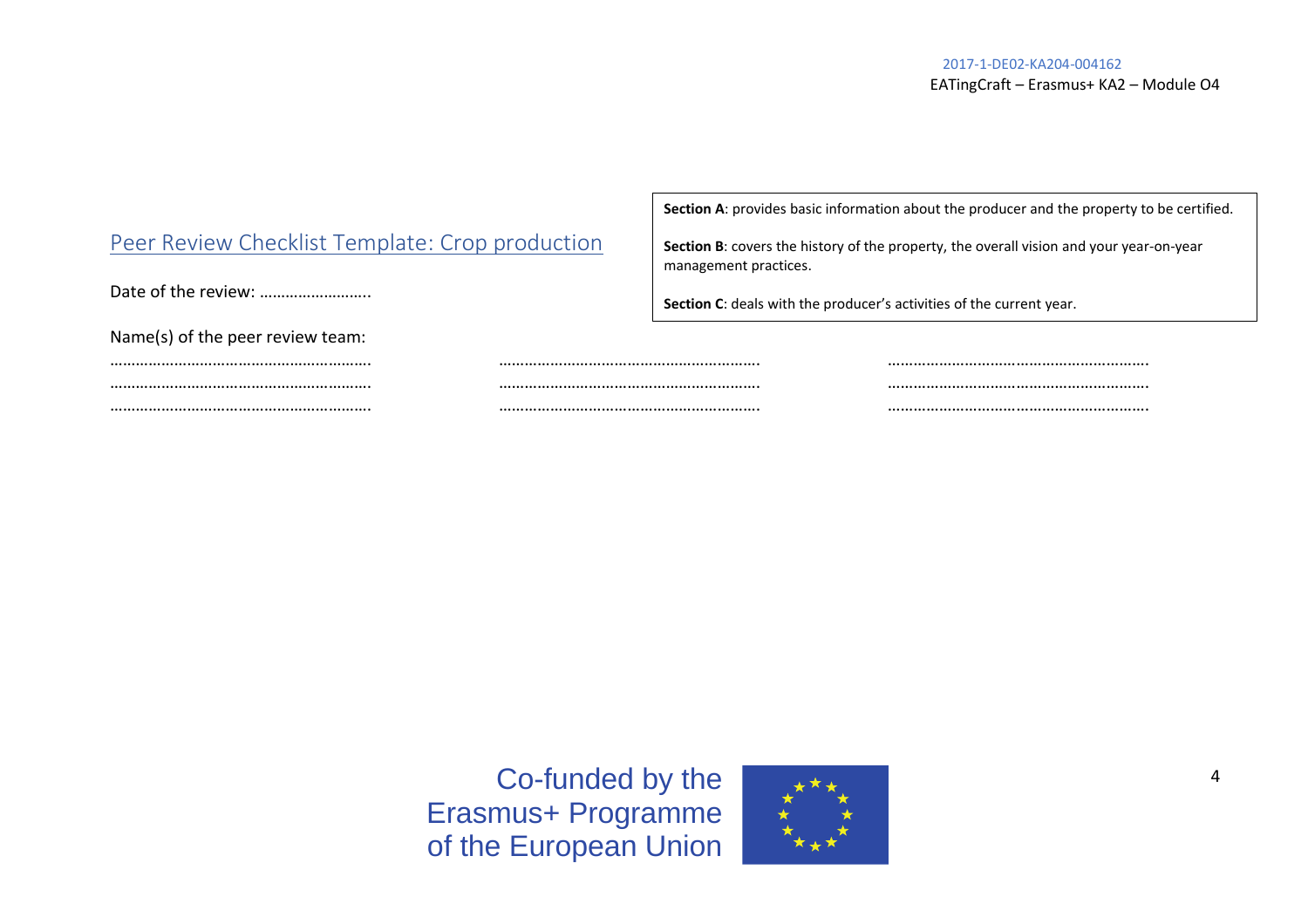## Peer Review Checklist Template: Crop production

**Section A**: provides basic information about the producer and the property to be certified.

**Section B**: covers the history of the property, the overall vision and your year-on-year management practices.

**Section C**: deals with the producer's activities of the current year.

Date of the review: …………………….

Name(s) of the peer review team:

| | | |
|---|---|---|
| ……………………………………………….. | ……………………………………………….. | ……………………………………………….. |
| ……………………………………………….. | ……………………………………………….. | ……………………………………………….. |
| ……………………………………………….. | ……………………………………………….. | ……………………………………………….. |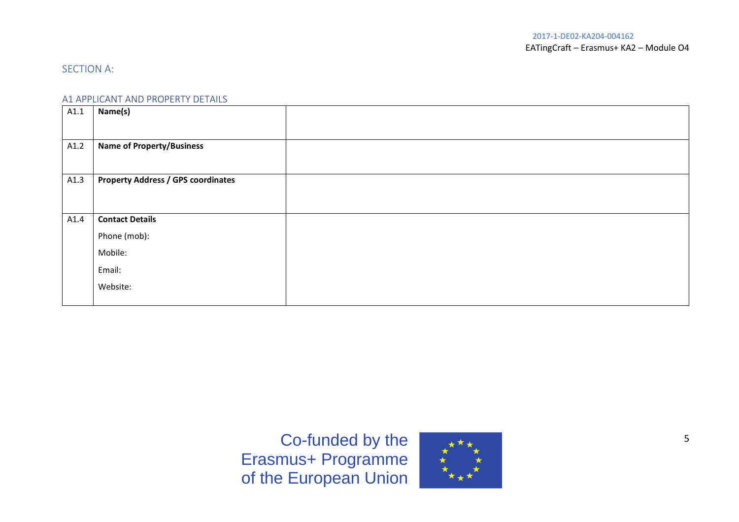## SECTION A:

### A1 APPLICANT AND PROPERTY DETAILS

| | | |
|---|---|---|
| A1.1 | **Name(s)** | |
| A1.2 | **Name of Property/Business** | |
| A1.3 | **Property Address / GPS coordinates** | |
| A1.4 | **Contact Details**<br>Phone (mob):<br>Mobile:<br>Email:<br>Website: | |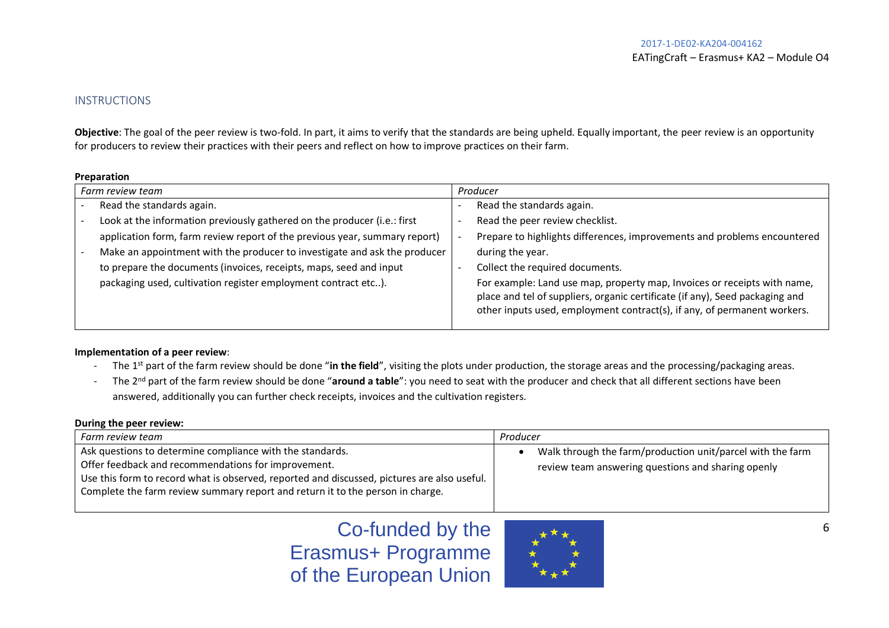## INSTRUCTIONS

**Objective**: The goal of the peer review is two-fold. In part, it aims to verify that the standards are being upheld. Equally important, the peer review is an opportunity for producers to review their practices with their peers and reflect on how to improve practices on their farm.

**Preparation**

| *Farm review team* | *Producer* |
|---|---|
| - Read the standards again.<br>- Look at the information previously gathered on the producer (i.e.: first application form, farm review report of the previous year, summary report)<br>- Make an appointment with the producer to investigate and ask the producer to prepare the documents (invoices, receipts, maps, seed and input packaging used, cultivation register employment contract etc..). | - Read the standards again.<br>- Read the peer review checklist.<br>- Prepare to highlights differences, improvements and problems encountered during the year.<br>- Collect the required documents.<br>For example: Land use map, property map, Invoices or receipts with name, place and tel of suppliers, organic certificate (if any), Seed packaging and other inputs used, employment contract(s), if any, of permanent workers. |

**Implementation of a peer review**:

- The 1st part of the farm review should be done "**in the field**", visiting the plots under production, the storage areas and the processing/packaging areas.
- The 2nd part of the farm review should be done "**around a table**": you need to seat with the producer and check that all different sections have been answered, additionally you can further check receipts, invoices and the cultivation registers.

**During the peer review:**

| *Farm review team* | *Producer* |
|---|---|
| Ask questions to determine compliance with the standards.<br>Offer feedback and recommendations for improvement.<br>Use this form to record what is observed, reported and discussed, pictures are also useful.<br>Complete the farm review summary report and return it to the person in charge. | • Walk through the farm/production unit/parcel with the farm review team answering questions and sharing openly |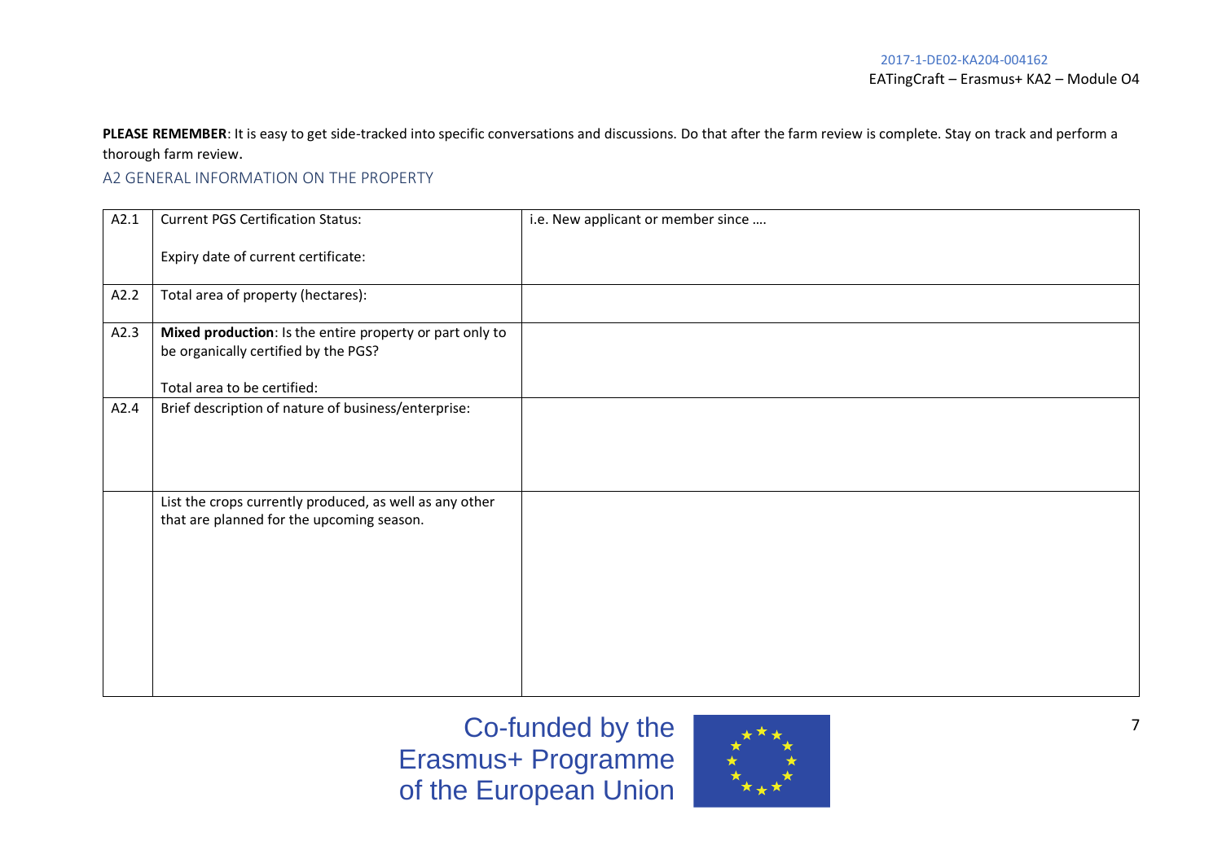**PLEASE REMEMBER**: It is easy to get side-tracked into specific conversations and discussions. Do that after the farm review is complete. Stay on track and perform a thorough farm review.

## A2 GENERAL INFORMATION ON THE PROPERTY

| | | |
|---|---|---|
| A2.1 | Current PGS Certification Status:<br><br>Expiry date of current certificate: | i.e. New applicant or member since …. |
| A2.2 | Total area of property (hectares): | |
| A2.3 | **Mixed production**: Is the entire property or part only to be organically certified by the PGS?<br><br>Total area to be certified: | |
| A2.4 | Brief description of nature of business/enterprise: | |
| | List the crops currently produced, as well as any other that are planned for the upcoming season. | |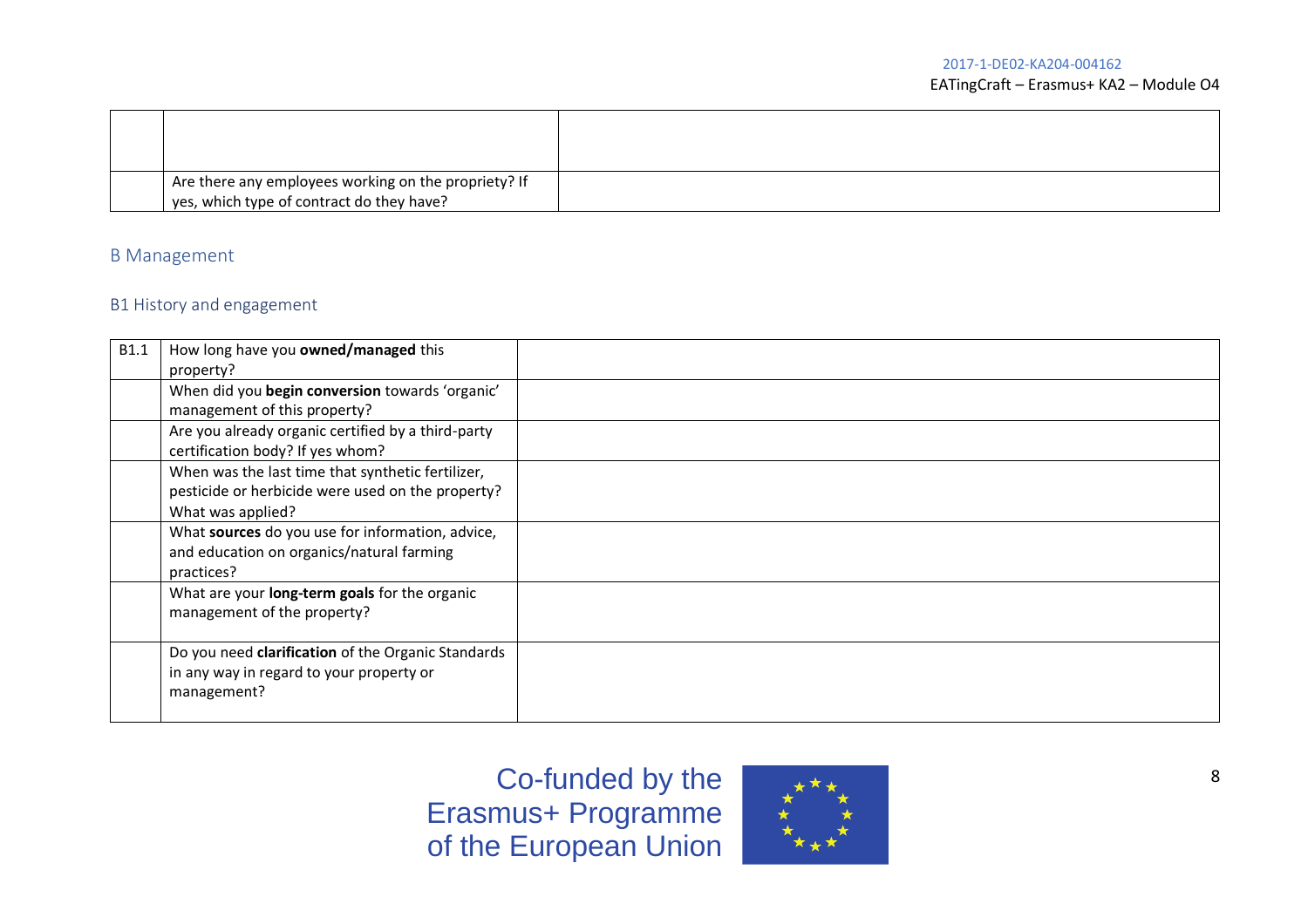| | | |
|---|---|---|
| | | |
| | Are there any employees working on the propriety? If yes, which type of contract do they have? | |

## B Management

### B1 History and engagement

| | | |
|---|---|---|
| B1.1 | How long have you **owned/managed** this property? | |
| | When did you **begin conversion** towards 'organic' management of this property? | |
| | Are you already organic certified by a third-party certification body? If yes whom? | |
| | When was the last time that synthetic fertilizer, pesticide or herbicide were used on the property? What was applied? | |
| | What **sources** do you use for information, advice, and education on organics/natural farming practices? | |
| | What are your **long-term goals** for the organic management of the property? | |
| | Do you need **clarification** of the Organic Standards in any way in regard to your property or management? | |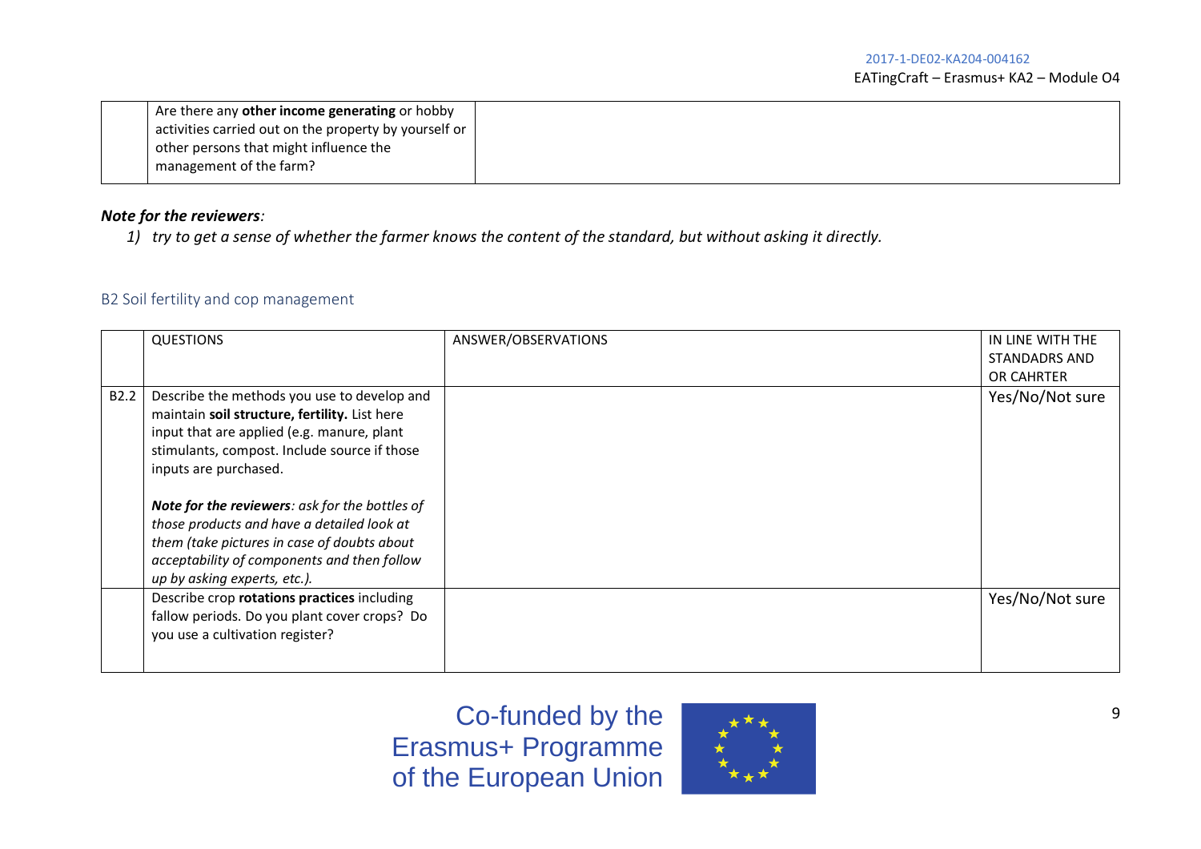| | | |
|---|---|---|
| | Are there any **other income generating** or hobby activities carried out on the property by yourself or other persons that might influence the management of the farm? | |

***Note for the reviewers**:*

1) *try to get a sense of whether the farmer knows the content of the standard, but without asking it directly.*

## B2 Soil fertility and cop management

| | QUESTIONS | ANSWER/OBSERVATIONS | IN LINE WITH THE STANDADRS AND OR CAHRTER |
|---|---|---|---|
| B2.2 | Describe the methods you use to develop and maintain **soil structure, fertility.** List here input that are applied (e.g. manure, plant stimulants, compost. Include source if those inputs are purchased.<br><br>***Note for the reviewers**: ask for the bottles of those products and have a detailed look at them (take pictures in case of doubts about acceptability of components and then follow up by asking experts, etc.).* | | Yes/No/Not sure |
| | Describe crop **rotations practices** including fallow periods. Do you plant cover crops? Do you use a cultivation register? | | Yes/No/Not sure |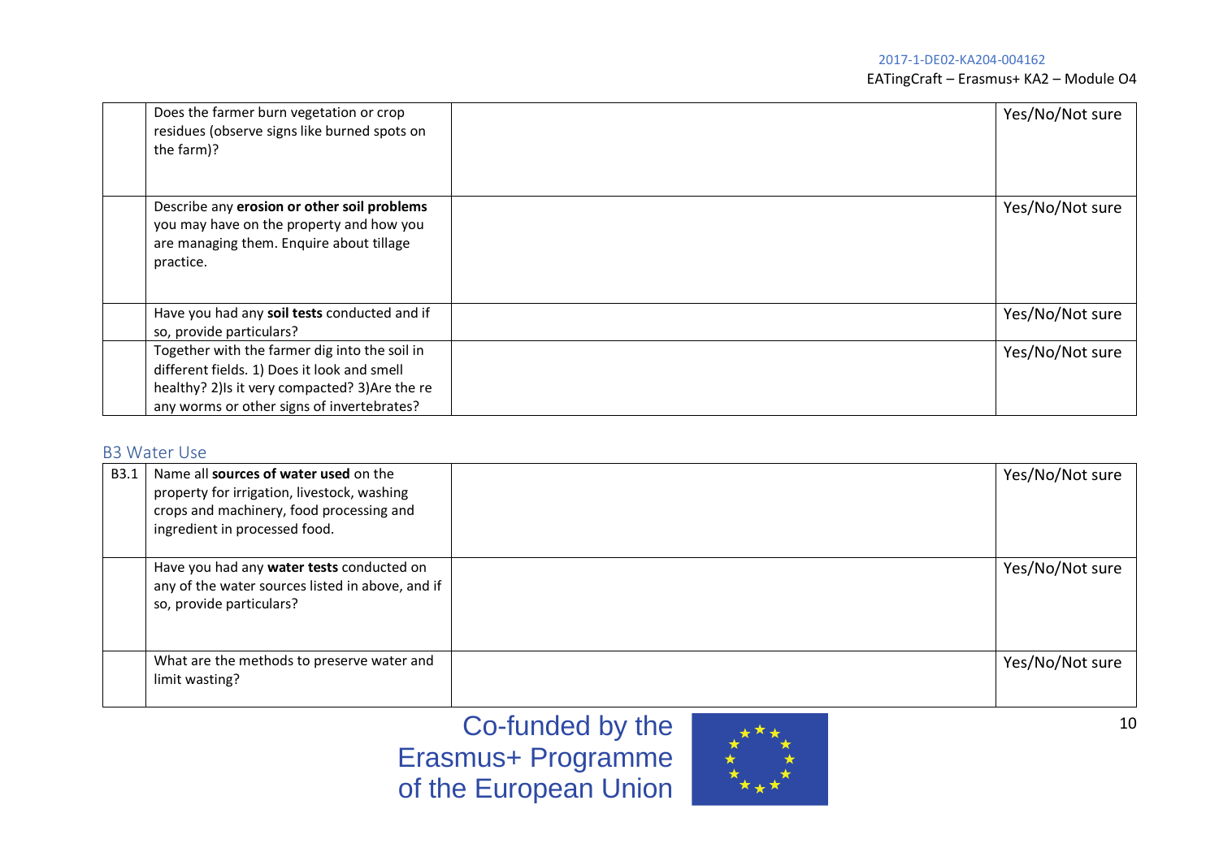| | | | |
|---|---|---|---|
| | Does the farmer burn vegetation or crop residues (observe signs like burned spots on the farm)? | | Yes/No/Not sure |
| | Describe any **erosion or other soil problems** you may have on the property and how you are managing them. Enquire about tillage practice. | | Yes/No/Not sure |
| | Have you had any **soil tests** conducted and if so, provide particulars? | | Yes/No/Not sure |
| | Together with the farmer dig into the soil in different fields. 1) Does it look and smell healthy? 2)Is it very compacted? 3)Are the re any worms or other signs of invertebrates? | | Yes/No/Not sure |

## B3 Water Use

| | | | |
|---|---|---|---|
| B3.1 | Name all **sources of water used** on the property for irrigation, livestock, washing crops and machinery, food processing and ingredient in processed food. | | Yes/No/Not sure |
| | Have you had any **water tests** conducted on any of the water sources listed in above, and if so, provide particulars? | | Yes/No/Not sure |
| | What are the methods to preserve water and limit wasting? | | Yes/No/Not sure |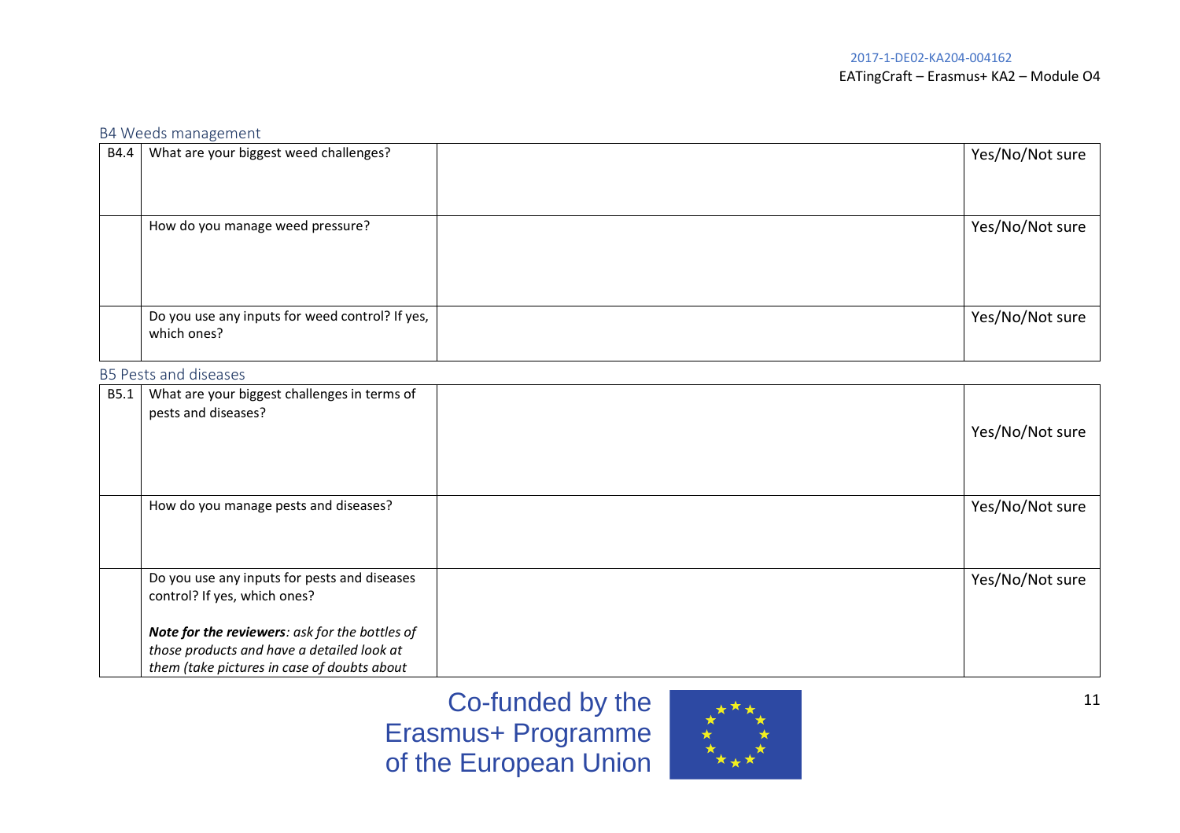### B4 Weeds management

| | | | |
|---|---|---|---|
| B4.4 | What are your biggest weed challenges? | | Yes/No/Not sure |
| | How do you manage weed pressure? | | Yes/No/Not sure |
| | Do you use any inputs for weed control? If yes, which ones? | | Yes/No/Not sure |

### B5 Pests and diseases

| | | | |
|---|---|---|---|
| B5.1 | What are your biggest challenges in terms of pests and diseases? | | Yes/No/Not sure |
| | How do you manage pests and diseases? | | Yes/No/Not sure |
| | Do you use any inputs for pests and diseases control? If yes, which ones?<br><br>***Note for the reviewers****: ask for the bottles of those products and have a detailed look at them (take pictures in case of doubts about* | | Yes/No/Not sure |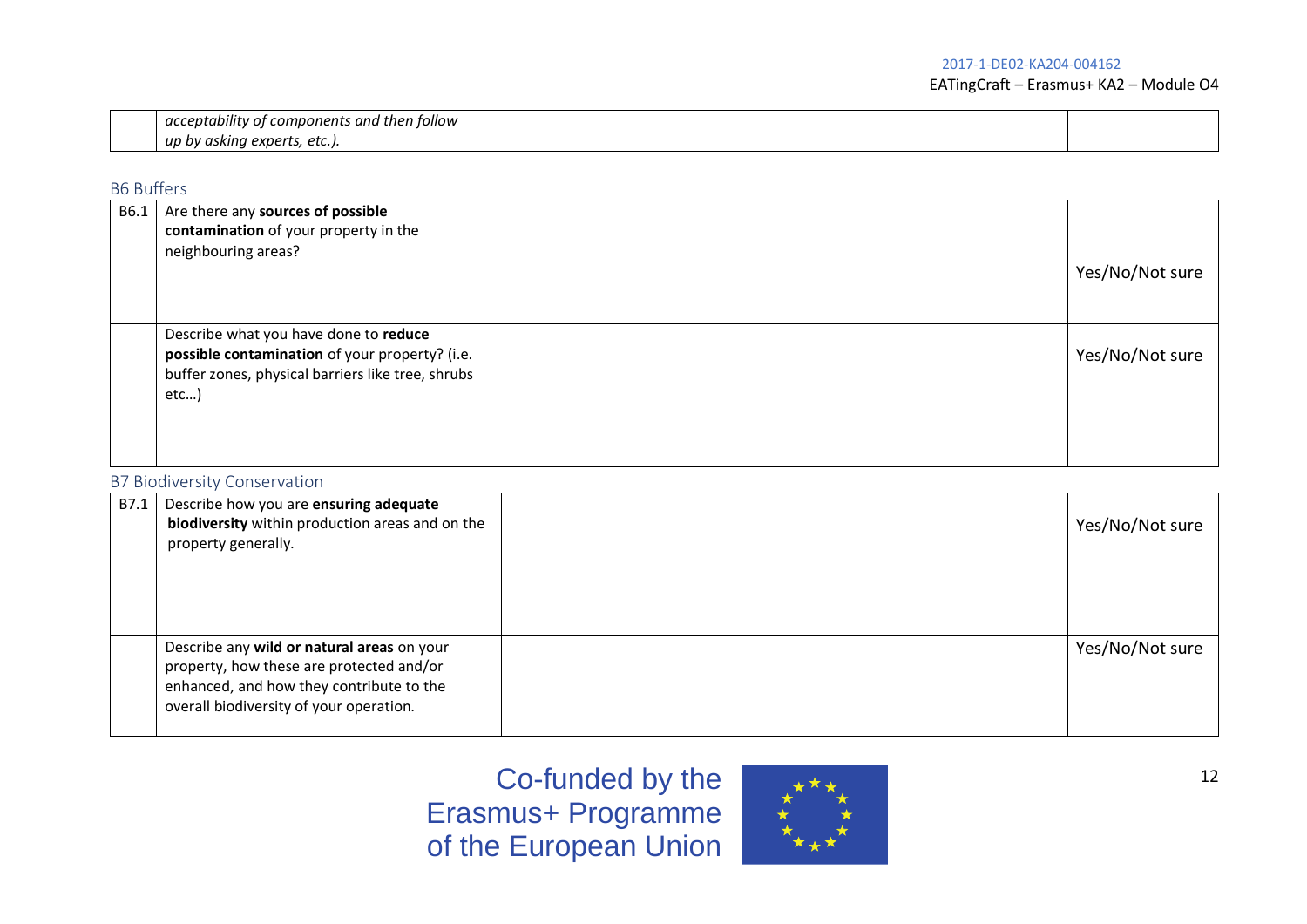| | | | |
|---|---|---|---|
| | *acceptability of components and then follow up by asking experts, etc.).* | | |

### B6 Buffers

| | | | |
|---|---|---|---|
| B6.1 | Are there any **sources of possible contamination** of your property in the neighbouring areas? | | Yes/No/Not sure |
| | Describe what you have done to **reduce possible contamination** of your property? (i.e. buffer zones, physical barriers like tree, shrubs etc…) | | Yes/No/Not sure |

### B7 Biodiversity Conservation

| | | | |
|---|---|---|---|
| B7.1 | Describe how you are **ensuring adequate biodiversity** within production areas and on the property generally. | | Yes/No/Not sure |
| | Describe any **wild or natural areas** on your property, how these are protected and/or enhanced, and how they contribute to the overall biodiversity of your operation. | | Yes/No/Not sure |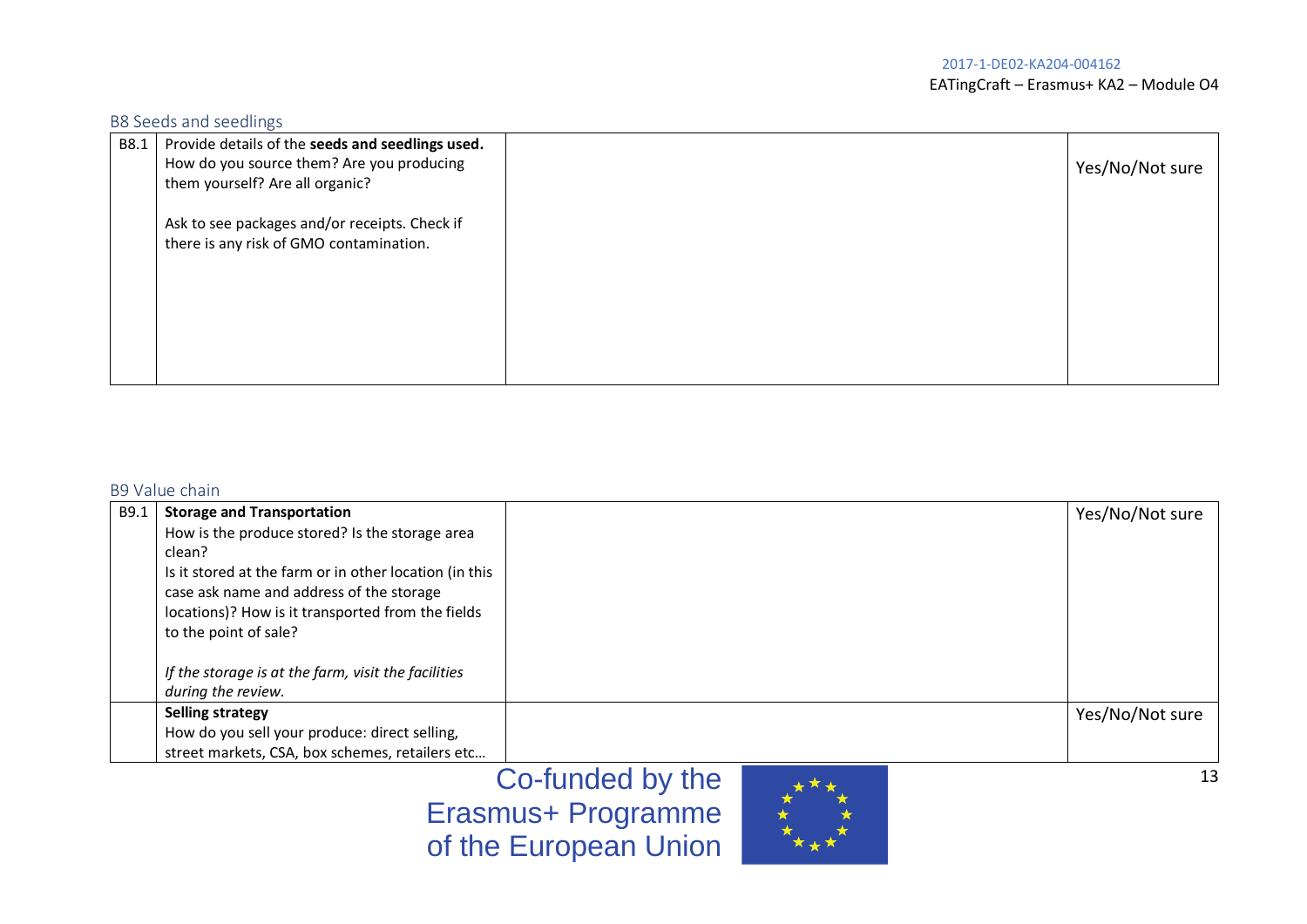### B8 Seeds and seedlings

| | | | |
|---|---|---|---|
| B8.1 | Provide details of the **seeds and seedlings used.** How do you source them? Are you producing them yourself? Are all organic?<br><br>Ask to see packages and/or receipts. Check if there is any risk of GMO contamination. | | Yes/No/Not sure |

### B9 Value chain

| | | | |
|---|---|---|---|
| B9.1 | **Storage and Transportation**<br>How is the produce stored? Is the storage area clean?<br>Is it stored at the farm or in other location (in this case ask name and address of the storage locations)? How is it transported from the fields to the point of sale?<br><br>*If the storage is at the farm, visit the facilities during the review.* | | Yes/No/Not sure |
| | **Selling strategy**<br>How do you sell your produce: direct selling, street markets, CSA, box schemes, retailers etc… | | Yes/No/Not sure |

Co-funded by the Erasmus+ Programme of the European Union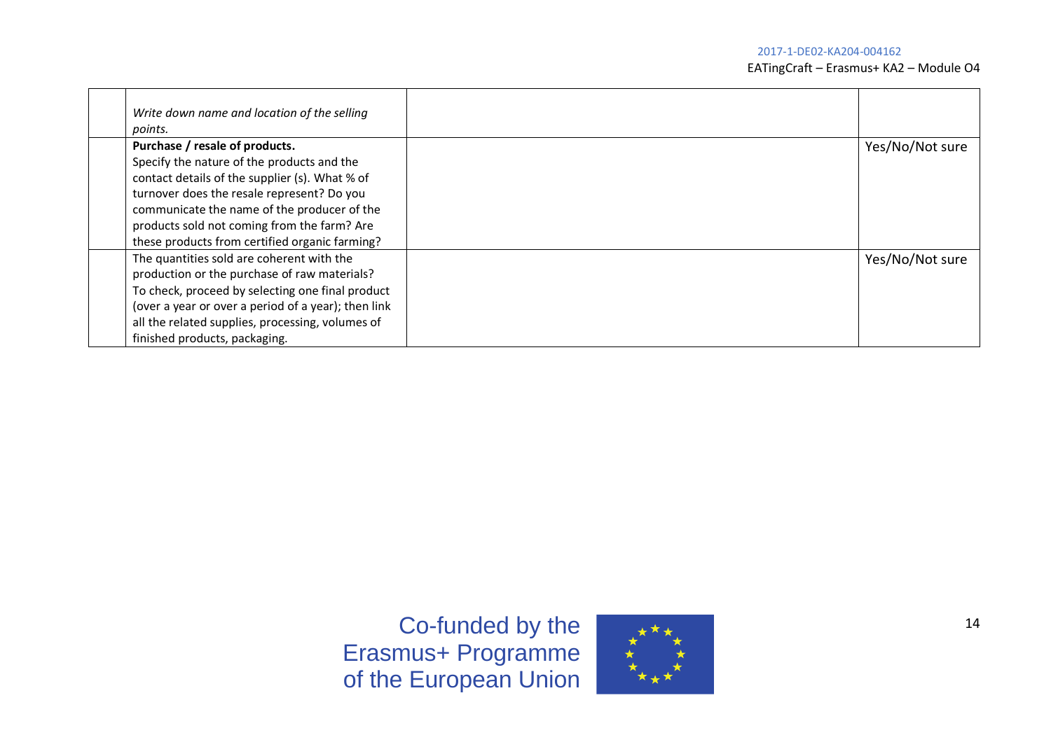| | | | |
|---|---|---|---|
| | *Write down name and location of the selling points.* | | |
| | **Purchase / resale of products.** Specify the nature of the products and the contact details of the supplier (s). What % of turnover does the resale represent? Do you communicate the name of the producer of the products sold not coming from the farm? Are these products from certified organic farming? | | Yes/No/Not sure |
| | The quantities sold are coherent with the production or the purchase of raw materials? To check, proceed by selecting one final product (over a year or over a period of a year); then link all the related supplies, processing, volumes of finished products, packaging. | | Yes/No/Not sure |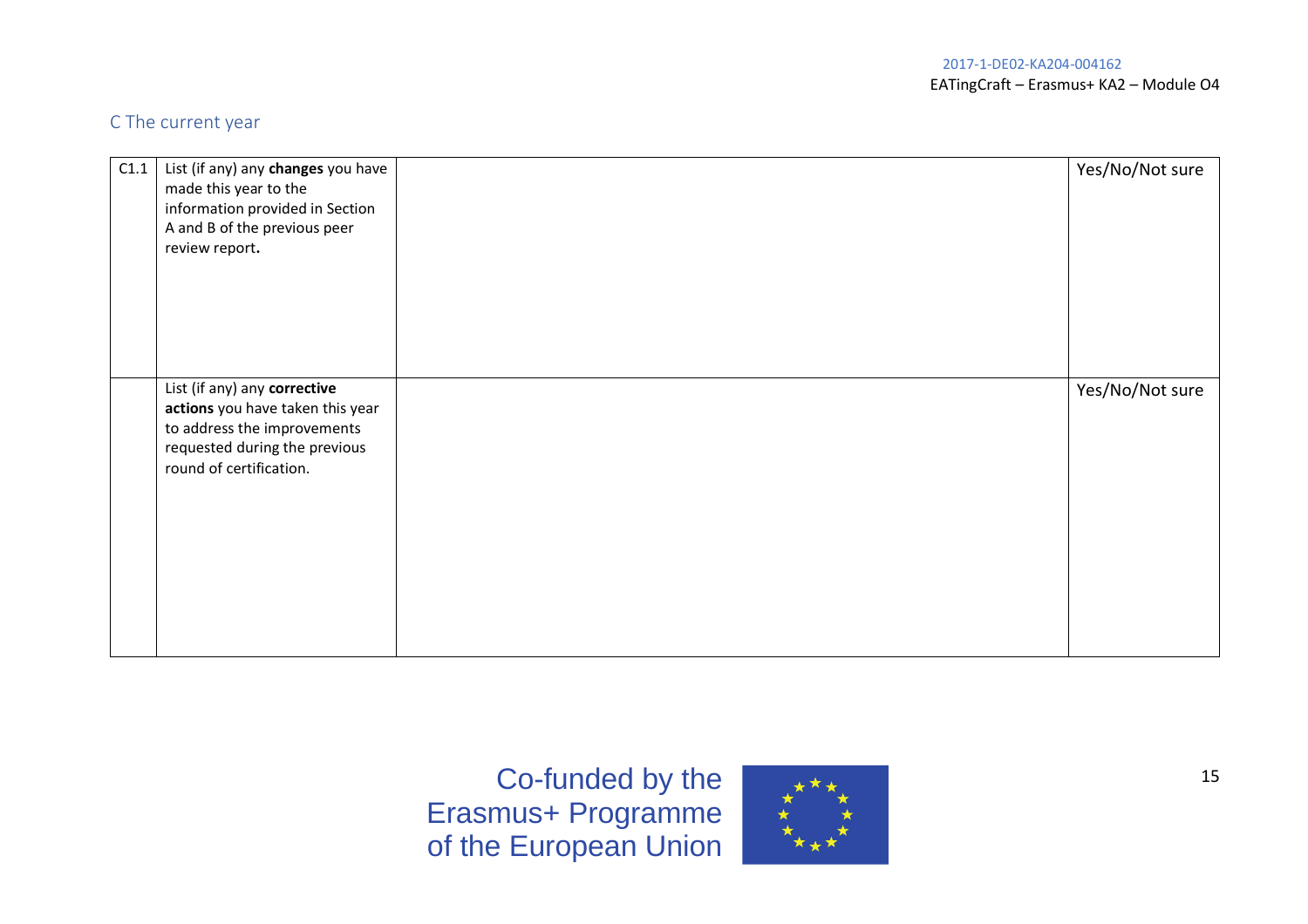## C The current year

| | | | |
|---|---|---|---|
| C1.1 | List (if any) any **changes** you have made this year to the information provided in Section A and B of the previous peer review report**.** | | Yes/No/Not sure |
| | List (if any) any **corrective actions** you have taken this year to address the improvements requested during the previous round of certification. | | Yes/No/Not sure |

Co-funded by the Erasmus+ Programme of the European Union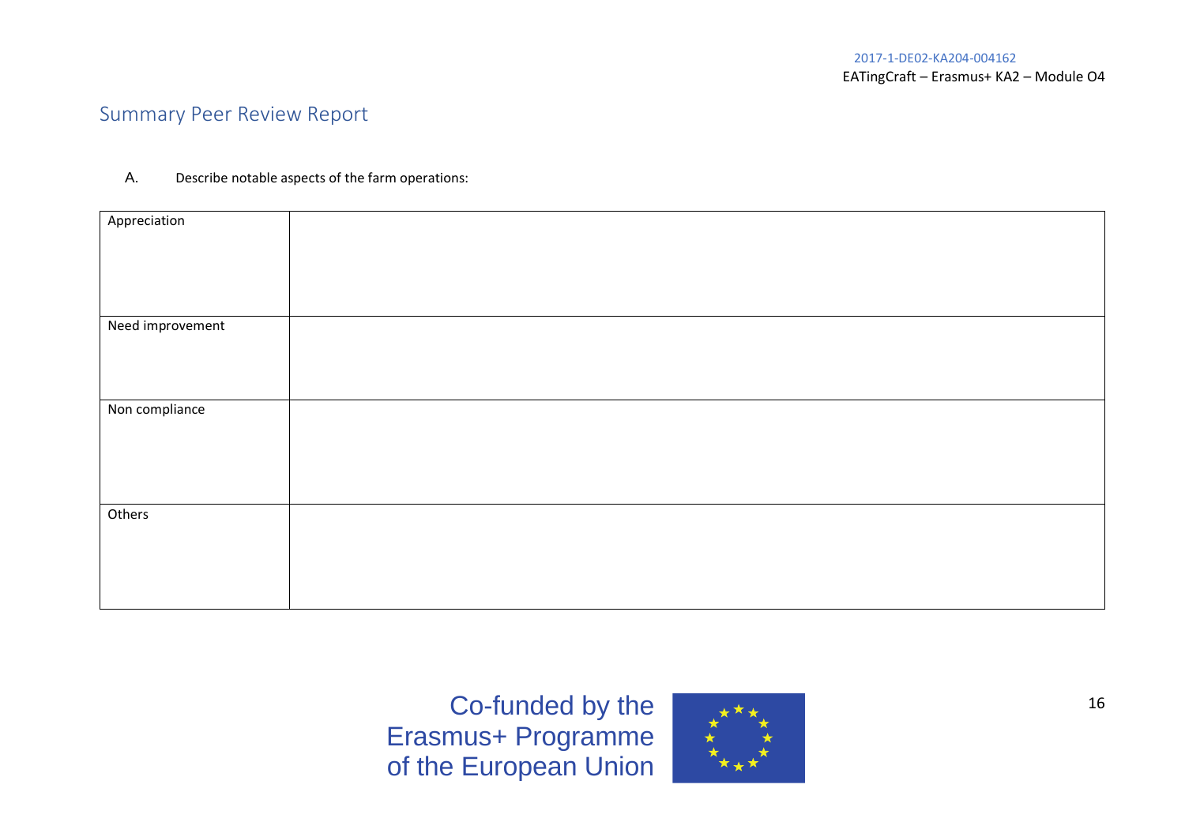## Summary Peer Review Report

A. Describe notable aspects of the farm operations:

| | |
|---|---|
| Appreciation | |
| Need improvement | |
| Non compliance | |
| Others | |

Co-funded by the Erasmus+ Programme of the European Union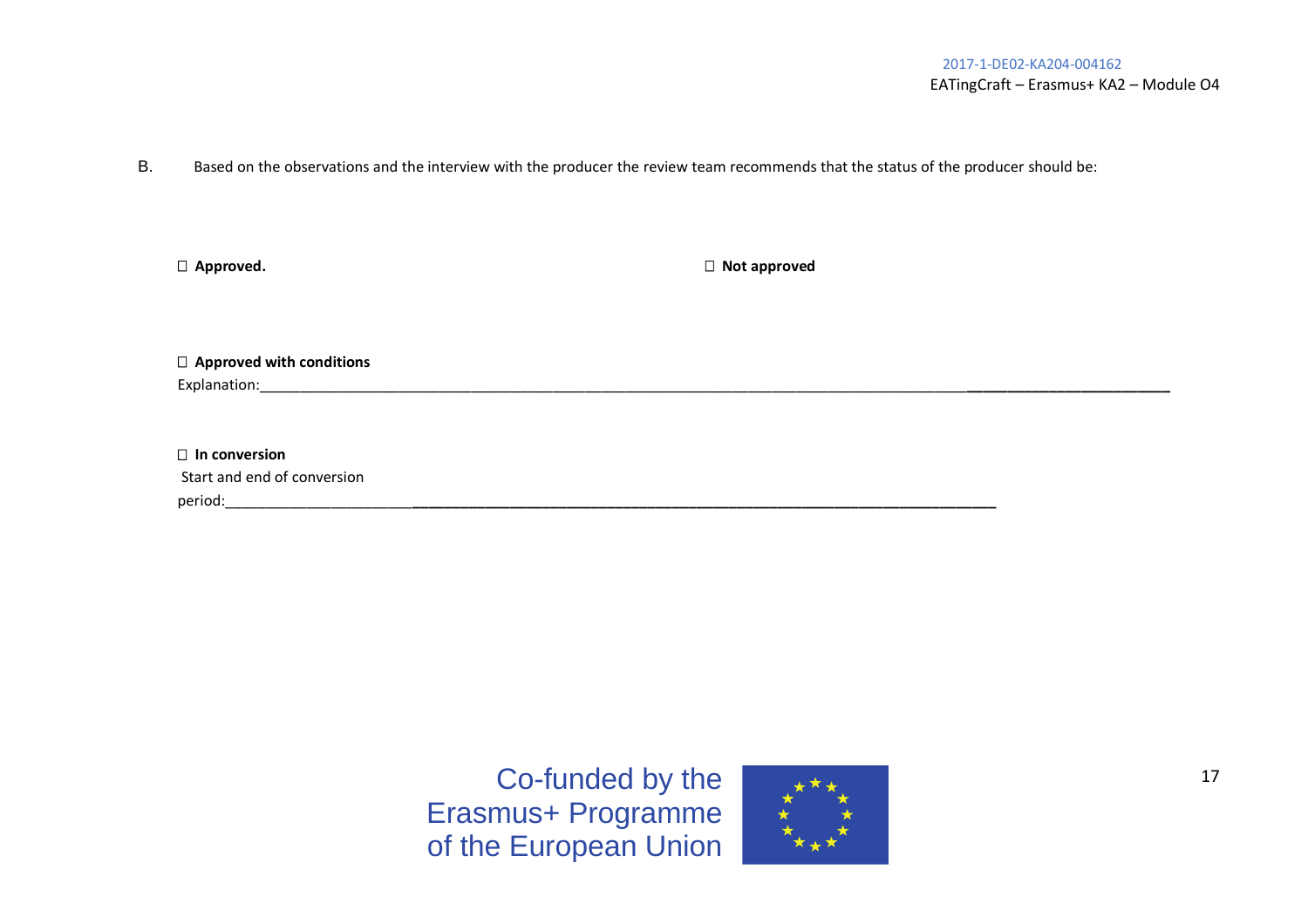B. Based on the observations and the interview with the producer the review team recommends that the status of the producer should be:

□ **Approved.**

□ **Not approved**

□ **Approved with conditions**

Explanation:______________________________________________________________________________________________________________

□ **In conversion**

Start and end of conversion period:____________________________________________________________________________________________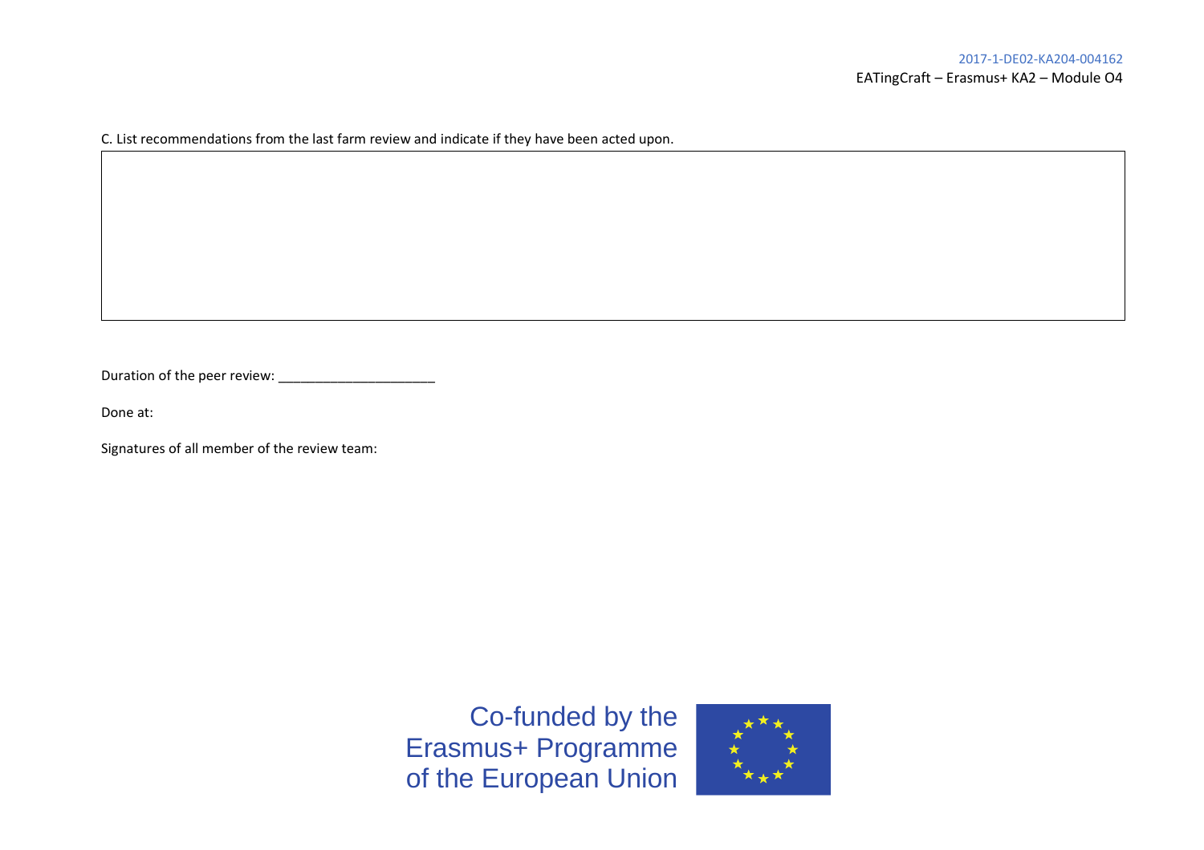C. List recommendations from the last farm review and indicate if they have been acted upon.

| |
|---|
| |

Duration of the peer review: _____________________

Done at:

Signatures of all member of the review team:

Co-funded by the Erasmus+ Programme of the European Union